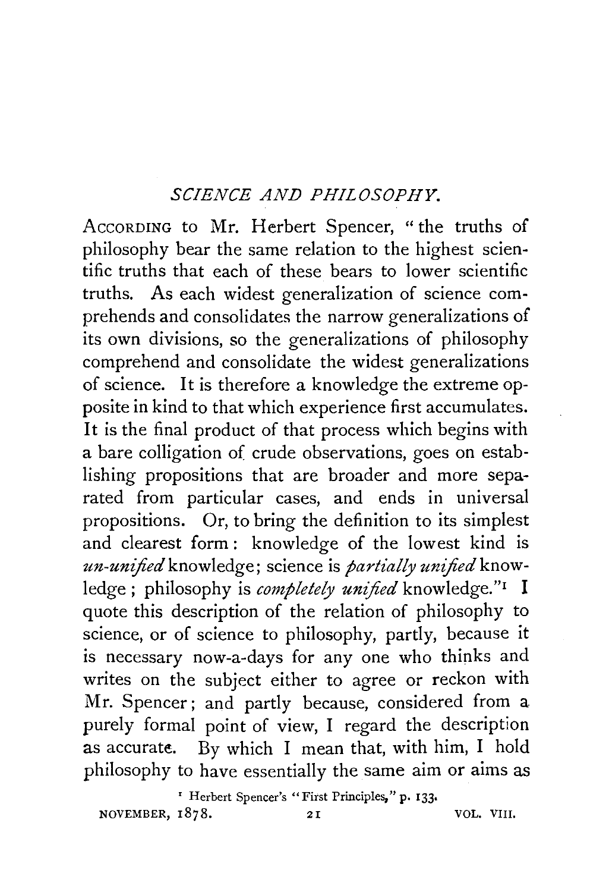# *SCIENCE AND PHILOSOPHY.*

According to Mr. Herbert Spencer, "the truths of philosophy bear the same relation to the highest scientific truths that each of these bears to lower scientific truths. As each widest generalization of science comprehends and consolidates the narrow generalizations of its own divisions, so the generalizations of philosophy comprehend and consolidate the widest generalizations of science. It is therefore a knowledge the extreme opposite in kind to that which experience first accumulates. It is the final product of that process which begins with a bare colligation of crude observations, goes on establishing propositions that are broader and more separated from particular cases, and ends in universal propositions. Or, to bring the definition to its simplest and clearest form: knowledge of the lowest kind is *un-unified* knowledge; science is *partially unified* knowledge; philosophy is *completely unified* knowledge."[1] I quote this description of the relation of philosophy to science, or of science to philosophy, partly, because it is necessary now-a-days for any one who thinks and writes on the subject either to agree or reckon with Mr. Spencer; and partly because, considered from a purely formal point of view, I regard the description as accurate. By which I mean that, with him, I hold philosophy to have essentially the same aim or aims as

[1] Herbert Spencer's "First Principles," p. 133.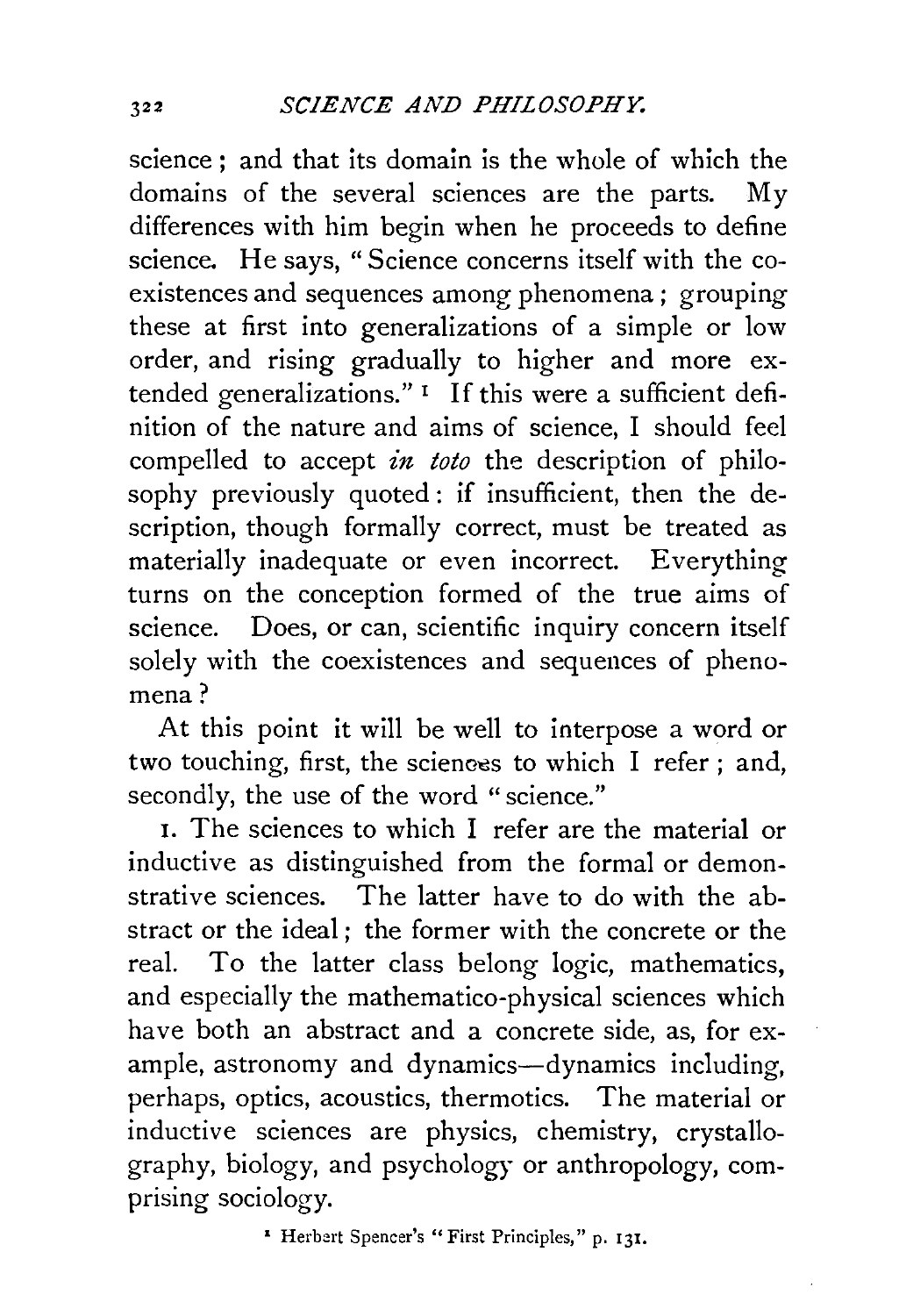science; and that its domain is the whole of which the domains of the several sciences are the parts. My differences with him begin when he proceeds to define science. He says, "Science concerns itself with the coexistences and sequences among phenomena; grouping these at first into generalizations of a simple or low order, and rising gradually to higher and more extended generalizations."[1] If this were a sufficient definition of the nature and aims of science, I should feel compelled to accept *in toto* the description of philosophy previously quoted: if insufficient, then the description, though formally correct, must be treated as materially inadequate or even incorrect. Everything turns on the conception formed of the true aims of science. Does, or can, scientific inquiry concern itself solely with the coexistences and sequences of phenomena?

At this point it will be well to interpose a word or two touching, first, the sciences to which I refer; and, secondly, the use of the word "science."

1. The sciences to which I refer are the material or inductive as distinguished from the formal or demonstrative sciences. The latter have to do with the abstract or the ideal; the former with the concrete or the real. To the latter class belong logic, mathematics, and especially the mathematico-physical sciences which have both an abstract and a concrete side, as, for example, astronomy and dynamics—dynamics including, perhaps, optics, acoustics, thermotics. The material or inductive sciences are physics, chemistry, crystallography, biology, and psychology or anthropology, comprising sociology.

[1] Herbert Spencer's "First Principles," p. 131.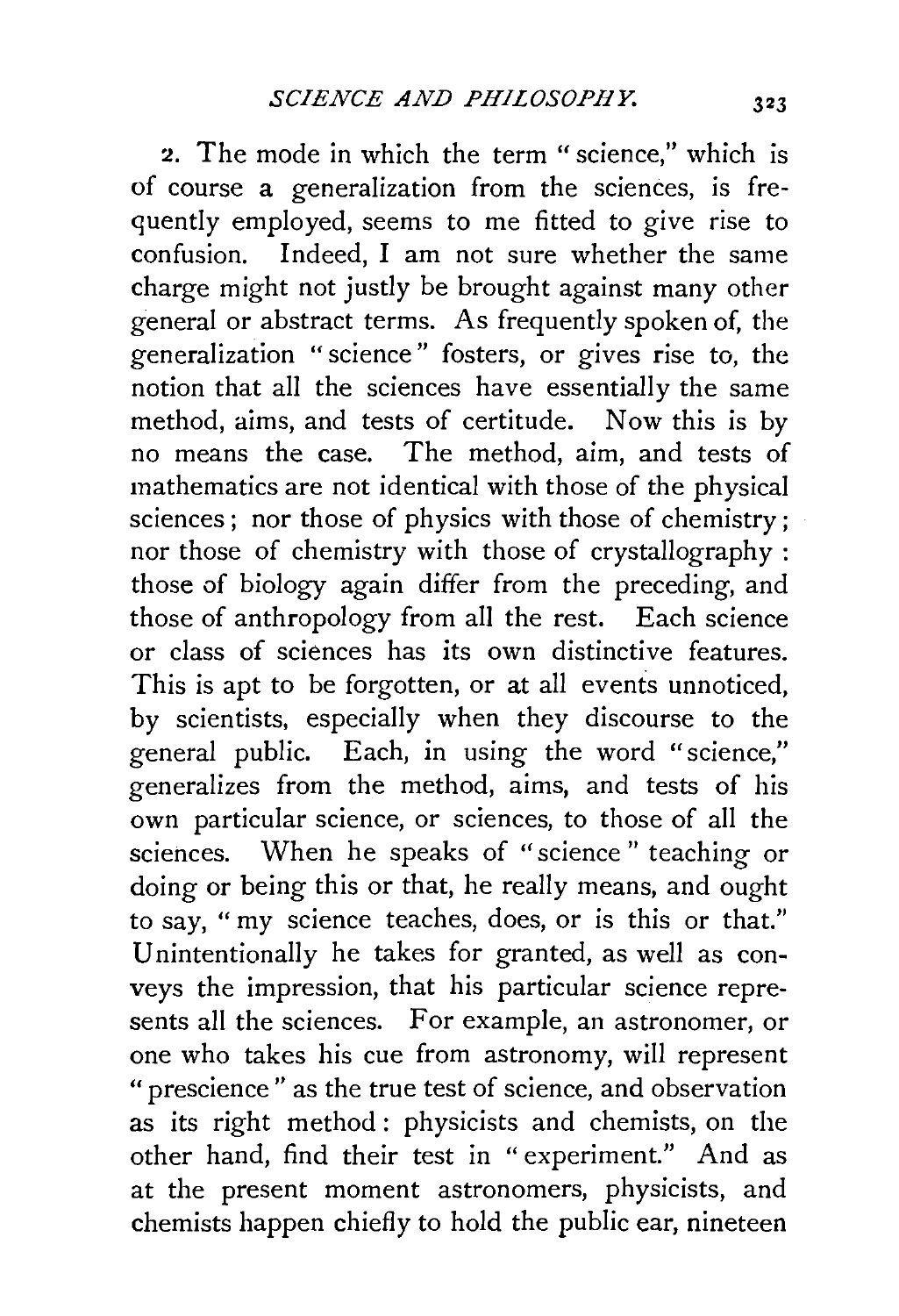2. The mode in which the term "science," which is of course a generalization from the sciences, is frequently employed, seems to me fitted to give rise to confusion. Indeed, I am not sure whether the same charge might not justly be brought against many other general or abstract terms. As frequently spoken of, the generalization "science" fosters, or gives rise to, the notion that all the sciences have essentially the same method, aims, and tests of certitude. Now this is by no means the case. The method, aim, and tests of mathematics are not identical with those of the physical sciences; nor those of physics with those of chemistry; nor those of chemistry with those of crystallography: those of biology again differ from the preceding, and those of anthropology from all the rest. Each science or class of sciences has its own distinctive features. This is apt to be forgotten, or at all events unnoticed, by scientists, especially when they discourse to the general public. Each, in using the word "science," generalizes from the method, aims, and tests of his own particular science, or sciences, to those of all the sciences. When he speaks of "science" teaching or doing or being this or that, he really means, and ought to say, "my science teaches, does, or is this or that." Unintentionally he takes for granted, as well as conveys the impression, that his particular science represents all the sciences. For example, an astronomer, or one who takes his cue from astronomy, will represent "prescience" as the true test of science, and observation as its right method: physicists and chemists, on the other hand, find their test in "experiment." And as at the present moment astronomers, physicists, and chemists happen chiefly to hold the public ear, nineteen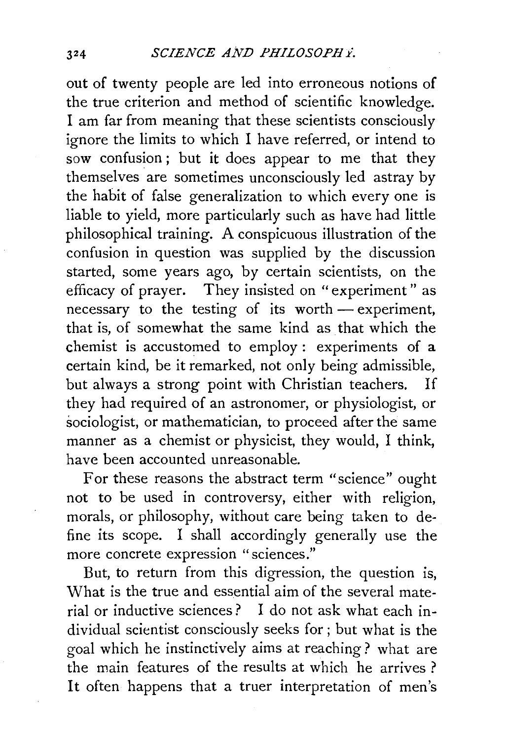out of twenty people are led into erroneous notions of the true criterion and method of scientific knowledge. I am far from meaning that these scientists consciously ignore the limits to which I have referred, or intend to sow confusion; but it does appear to me that they themselves are sometimes unconsciously led astray by the habit of false generalization to which every one is liable to yield, more particularly such as have had little philosophical training. A conspicuous illustration of the confusion in question was supplied by the discussion started, some years ago, by certain scientists, on the efficacy of prayer. They insisted on "experiment" as necessary to the testing of its worth — experiment, that is, of somewhat the same kind as that which the chemist is accustomed to employ: experiments of a certain kind, be it remarked, not only being admissible, but always a strong point with Christian teachers. If they had required of an astronomer, or physiologist, or sociologist, or mathematician, to proceed after the same manner as a chemist or physicist, they would, I think, have been accounted unreasonable.

For these reasons the abstract term "science" ought not to be used in controversy, either with religion, morals, or philosophy, without care being taken to define its scope. I shall accordingly generally use the more concrete expression "sciences."

But, to return from this digression, the question is, What is the true and essential aim of the several material or inductive sciences? I do not ask what each individual scientist consciously seeks for; but what is the goal which he instinctively aims at reaching? what are the main features of the results at which he arrives? It often happens that a truer interpretation of men's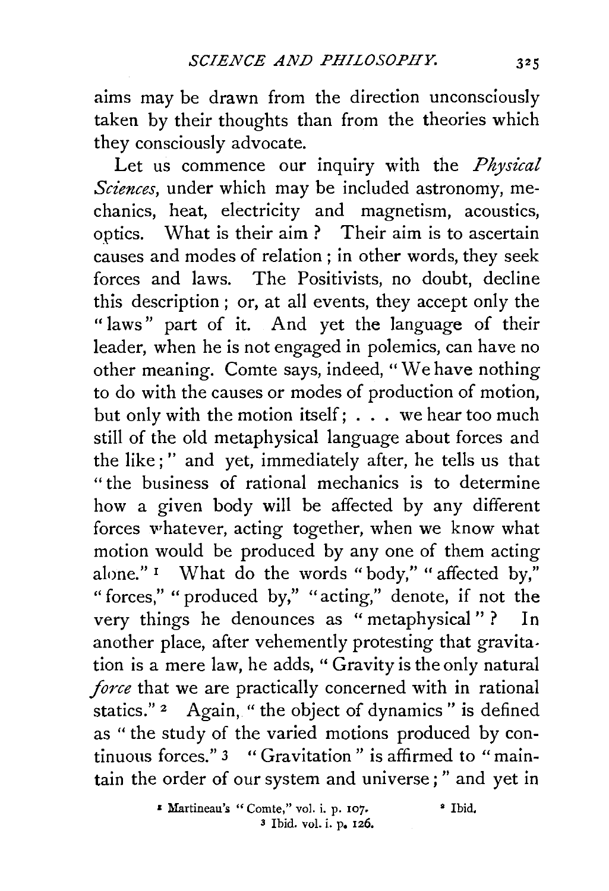aims may be drawn from the direction unconsciously taken by their thoughts than from the theories which they consciously advocate.

Let us commence our inquiry with the *Physical Sciences*, under which may be included astronomy, mechanics, heat, electricity and magnetism, acoustics, optics. What is their aim? Their aim is to ascertain causes and modes of relation; in other words, they seek forces and laws. The Positivists, no doubt, decline this description; or, at all events, they accept only the "laws" part of it. And yet the language of their leader, when he is not engaged in polemics, can have no other meaning. Comte says, indeed, "We have nothing to do with the causes or modes of production of motion, but only with the motion itself; . . . we hear too much still of the old metaphysical language about forces and the like;" and yet, immediately after, he tells us that "the business of rational mechanics is to determine how a given body will be affected by any different forces whatever, acting together, when we know what motion would be produced by any one of them acting alone."[1] What do the words "body," "affected by," "forces," "produced by," "acting," denote, if not the very things he denounces as "metaphysical"? In another place, after vehemently protesting that gravitation is a mere law, he adds, "Gravity is the only natural *force* that we are practically concerned with in rational statics."[2] Again, "the object of dynamics" is defined as "the study of the varied motions produced by continuous forces."[3] "Gravitation" is affirmed to "maintain the order of our system and universe;" and yet in

[1] Martineau's "Comte," vol. i. p. 107.
[2] Ibid.
[3] Ibid. vol. i. p. 126.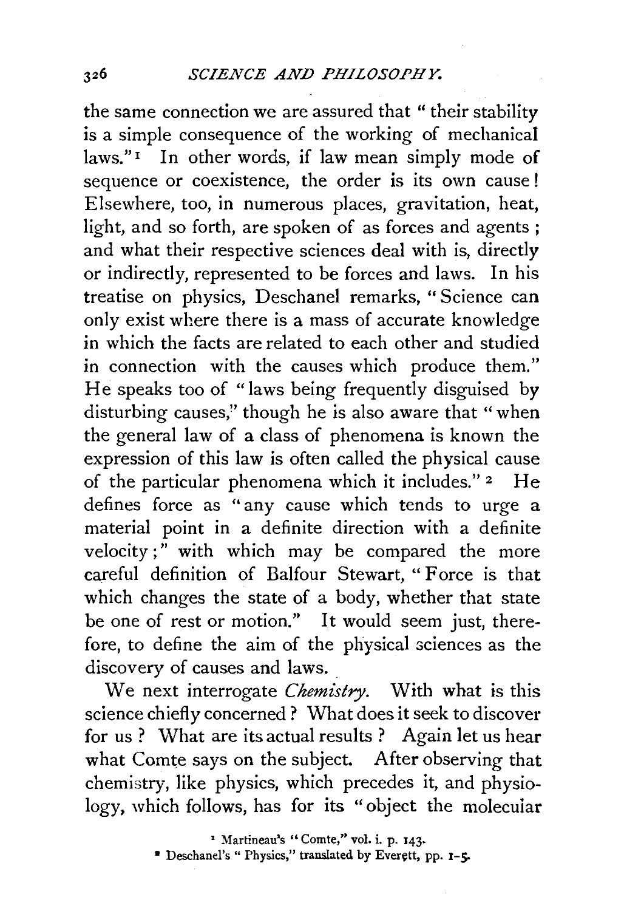the same connection we are assured that "their stability is a simple consequence of the working of mechanical laws."[1] In other words, if law mean simply mode of sequence or coexistence, the order is its own cause! Elsewhere, too, in numerous places, gravitation, heat, light, and so forth, are spoken of as forces and agents; and what their respective sciences deal with is, directly or indirectly, represented to be forces and laws. In his treatise on physics, Deschanel remarks, "Science can only exist where there is a mass of accurate knowledge in which the facts are related to each other and studied in connection with the causes which produce them." He speaks too of "laws being frequently disguised by disturbing causes," though he is also aware that "when the general law of a class of phenomena is known the expression of this law is often called the physical cause of the particular phenomena which it includes."[2] He defines force as "any cause which tends to urge a material point in a definite direction with a definite velocity;" with which may be compared the more careful definition of Balfour Stewart, "Force is that which changes the state of a body, whether that state be one of rest or motion." It would seem just, therefore, to define the aim of the physical sciences as the discovery of causes and laws.

We next interrogate *Chemistry*. With what is this science chiefly concerned? What does it seek to discover for us? What are its actual results? Again let us hear what Comte says on the subject. After observing that chemistry, like physics, which precedes it, and physiology, which follows, has for its "object the molecular

[1] Martineau's "Comte," vol. i. p. 143.

[2] Deschanel's "Physics," translated by Everett, pp. 1-5.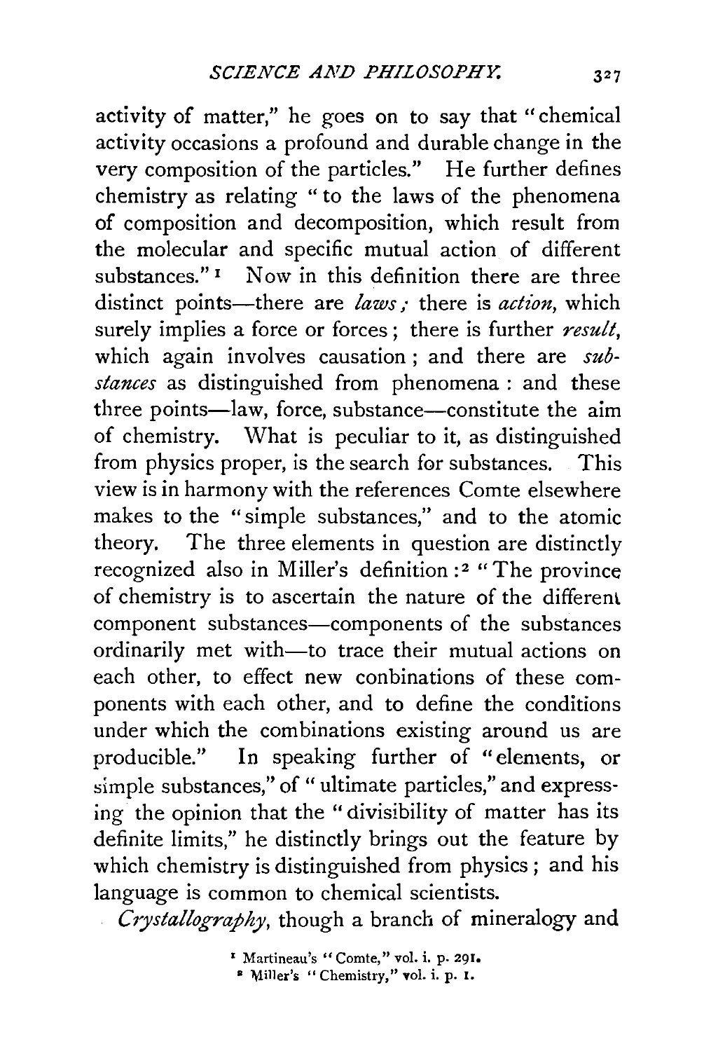activity of matter," he goes on to say that "chemical activity occasions a profound and durable change in the very composition of the particles." He further defines chemistry as relating "to the laws of the phenomena of composition and decomposition, which result from the molecular and specific mutual action of different substances."[1] Now in this definition there are three distinct points—there are *laws;* there is *action,* which surely implies a force or forces; there is further *result,* which again involves causation; and there are *substances* as distinguished from phenomena: and these three points—law, force, substance—constitute the aim of chemistry. What is peculiar to it, as distinguished from physics proper, is the search for substances. This view is in harmony with the references Comte elsewhere makes to the "simple substances," and to the atomic theory. The three elements in question are distinctly recognized also in Miller's definition:[2] "The province of chemistry is to ascertain the nature of the different component substances—components of the substances ordinarily met with—to trace their mutual actions on each other, to effect new conbinations of these components with each other, and to define the conditions under which the combinations existing around us are producible." In speaking further of "elements, or simple substances," of "ultimate particles," and expressing the opinion that the "divisibility of matter has its definite limits," he distinctly brings out the feature by which chemistry is distinguished from physics; and his language is common to chemical scientists.

*Crystallography,* though a branch of mineralogy and

[1] Martineau's "Comte," vol. i. p. 291.

[2] Miller's "Chemistry," vol. i. p. 1.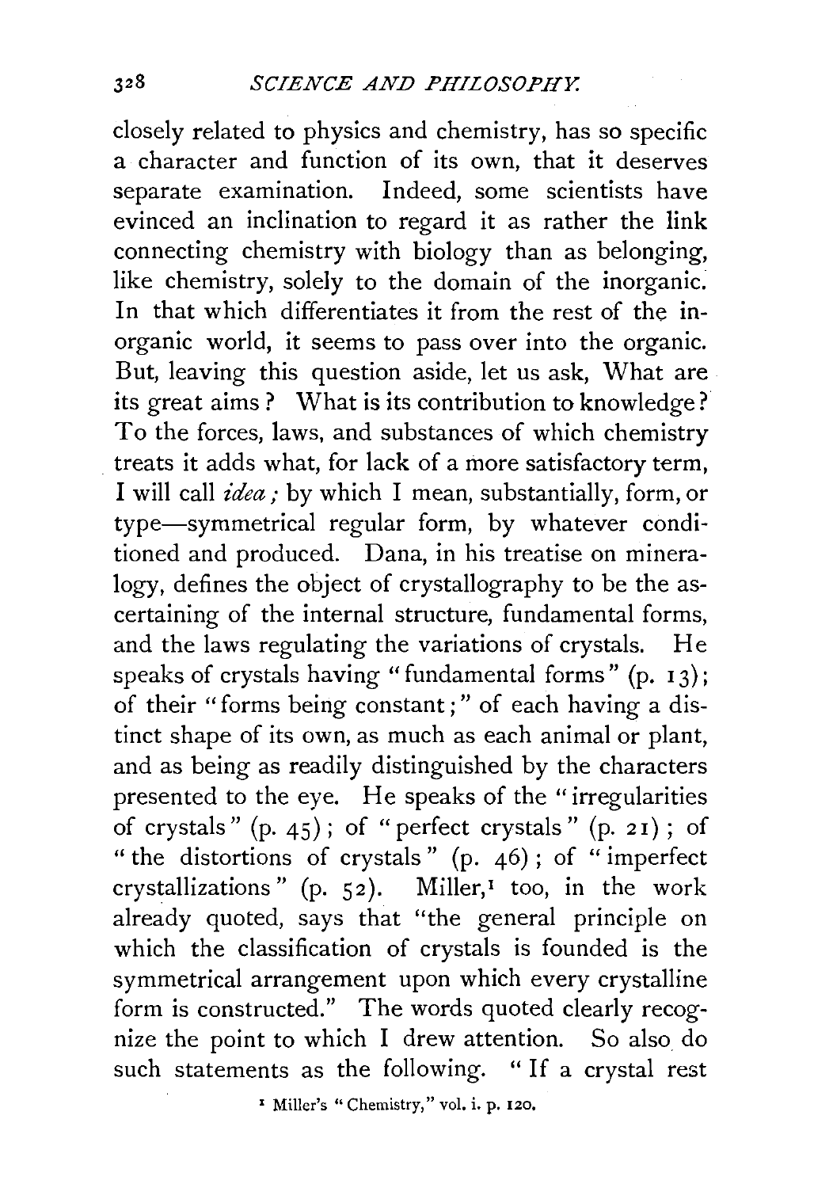closely related to physics and chemistry, has so specific a character and function of its own, that it deserves separate examination. Indeed, some scientists have evinced an inclination to regard it as rather the link connecting chemistry with biology than as belonging, like chemistry, solely to the domain of the inorganic. In that which differentiates it from the rest of the inorganic world, it seems to pass over into the organic. But, leaving this question aside, let us ask, What are its great aims? What is its contribution to knowledge? To the forces, laws, and substances of which chemistry treats it adds what, for lack of a more satisfactory term, I will call *idea;* by which I mean, substantially, form, or type—symmetrical regular form, by whatever conditioned and produced. Dana, in his treatise on mineralogy, defines the object of crystallography to be the ascertaining of the internal structure, fundamental forms, and the laws regulating the variations of crystals. He speaks of crystals having "fundamental forms" (p. 13); of their "forms being constant;" of each having a distinct shape of its own, as much as each animal or plant, and as being as readily distinguished by the characters presented to the eye. He speaks of the "irregularities of crystals" (p. 45); of "perfect crystals" (p. 21); of "the distortions of crystals" (p. 46); of "imperfect crystallizations" (p. 52). Miller,[1] too, in the work already quoted, says that "the general principle on which the classification of crystals is founded is the symmetrical arrangement upon which every crystalline form is constructed." The words quoted clearly recognize the point to which I drew attention. So also do such statements as the following. "If a crystal rest

[1] Miller's "Chemistry," vol. i. p. 120.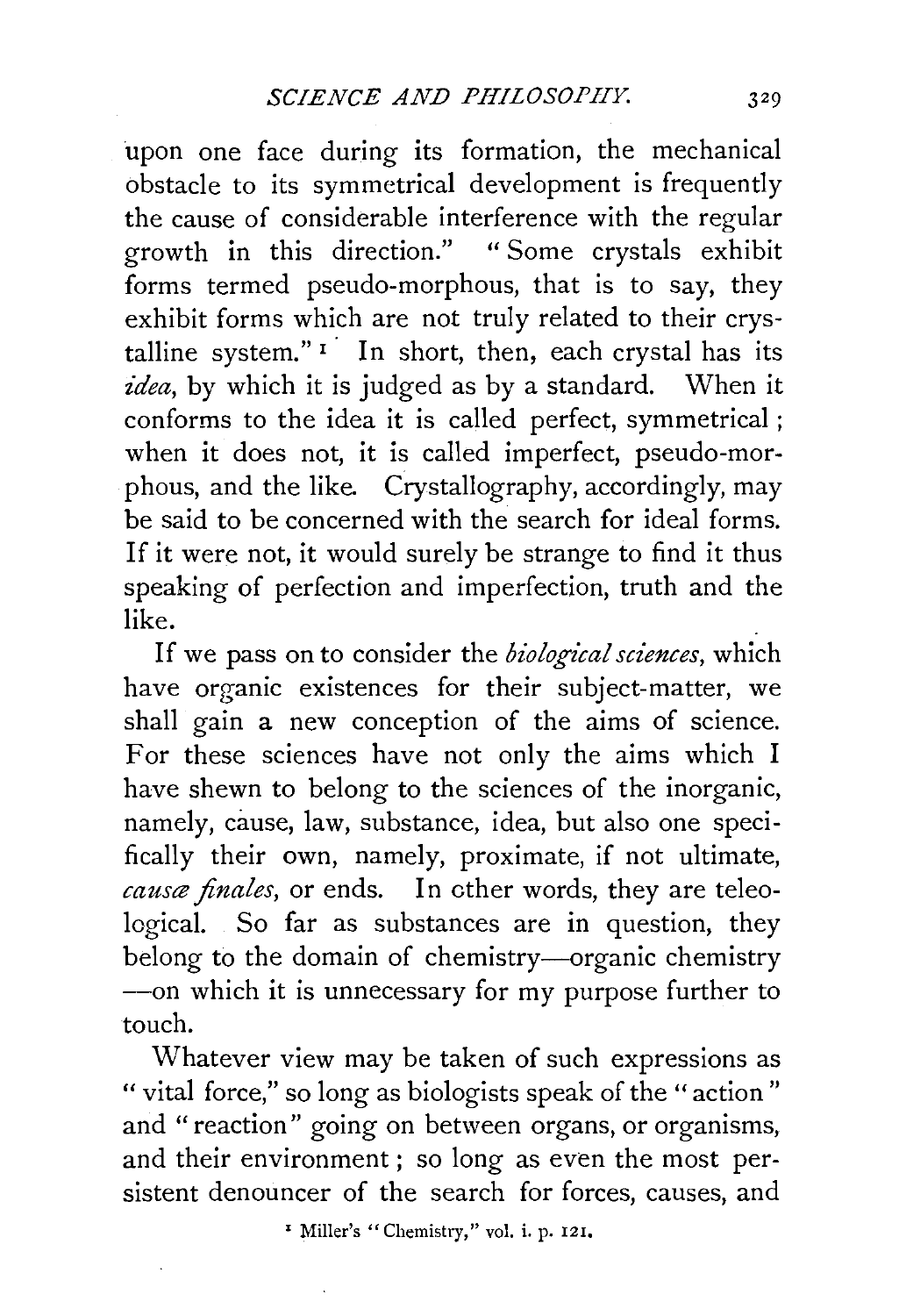upon one face during its formation, the mechanical obstacle to its symmetrical development is frequently the cause of considerable interference with the regular growth in this direction." "Some crystals exhibit forms termed pseudo-morphous, that is to say, they exhibit forms which are not truly related to their crystalline system."[1] In short, then, each crystal has its *idea*, by which it is judged as by a standard. When it conforms to the idea it is called perfect, symmetrical; when it does not, it is called imperfect, pseudo-morphous, and the like. Crystallography, accordingly, may be said to be concerned with the search for ideal forms. If it were not, it would surely be strange to find it thus speaking of perfection and imperfection, truth and the like.

If we pass on to consider the *biological sciences*, which have organic existences for their subject-matter, we shall gain a new conception of the aims of science. For these sciences have not only the aims which I have shewn to belong to the sciences of the inorganic, namely, cause, law, substance, idea, but also one specifically their own, namely, proximate, if not ultimate, *causæ finales*, or ends. In other words, they are teleological. So far as substances are in question, they belong to the domain of chemistry—organic chemistry—on which it is unnecessary for my purpose further to touch.

Whatever view may be taken of such expressions as "vital force," so long as biologists speak of the "action" and "reaction" going on between organs, or organisms, and their environment; so long as even the most persistent denouncer of the search for forces, causes, and

[1] Miller's "Chemistry," vol. i. p. 121.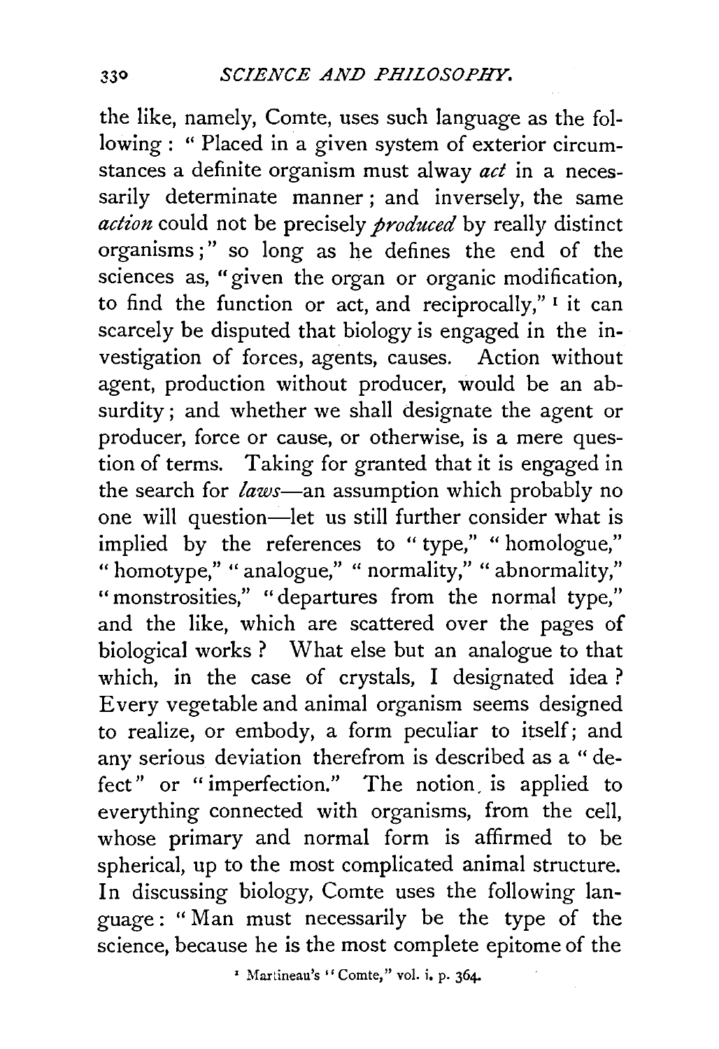the like, namely, Comte, uses such language as the following: "Placed in a given system of exterior circumstances a definite organism must alway *act* in a necessarily determinate manner; and inversely, the same *action* could not be precisely *produced* by really distinct organisms;" so long as he defines the end of the sciences as, "given the organ or organic modification, to find the function or act, and reciprocally," [1] it can scarcely be disputed that biology is engaged in the investigation of forces, agents, causes. Action without agent, production without producer, would be an absurdity; and whether we shall designate the agent or producer, force or cause, or otherwise, is a mere question of terms. Taking for granted that it is engaged in the search for *laws*—an assumption which probably no one will question—let us still further consider what is implied by the references to "type," "homologue," "homotype," "analogue," "normality," "abnormality," "monstrosities," "departures from the normal type," and the like, which are scattered over the pages of biological works? What else but an analogue to that which, in the case of crystals, I designated idea? Every vegetable and animal organism seems designed to realize, or embody, a form peculiar to itself; and any serious deviation therefrom is described as a "defect" or "imperfection." The notion is applied to everything connected with organisms, from the cell, whose primary and normal form is affirmed to be spherical, up to the most complicated animal structure. In discussing biology, Comte uses the following language: "Man must necessarily be the type of the science, because he is the most complete epitome of the

[1] Martineau's "Comte," vol. i. p. 364.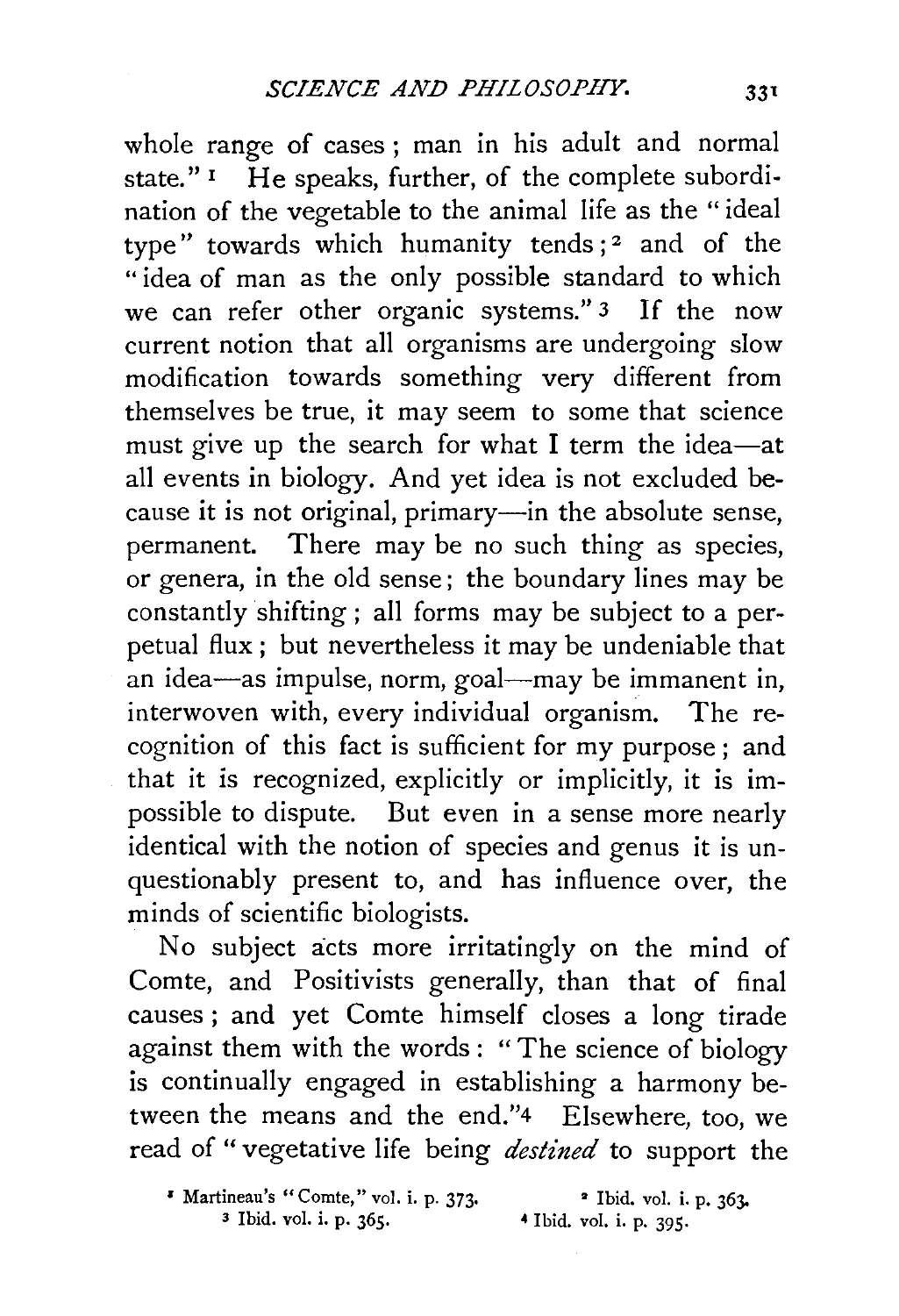whole range of cases; man in his adult and normal state."[1] He speaks, further, of the complete subordination of the vegetable to the animal life as the "ideal type" towards which humanity tends;[2] and of the "idea of man as the only possible standard to which we can refer other organic systems."[3] If the now current notion that all organisms are undergoing slow modification towards something very different from themselves be true, it may seem to some that science must give up the search for what I term the idea—at all events in biology. And yet idea is not excluded because it is not original, primary—in the absolute sense, permanent. There may be no such thing as species, or genera, in the old sense; the boundary lines may be constantly shifting; all forms may be subject to a perpetual flux; but nevertheless it may be undeniable that an idea—as impulse, norm, goal—may be immanent in, interwoven with, every individual organism. The recognition of this fact is sufficient for my purpose; and that it is recognized, explicitly or implicitly, it is impossible to dispute. But even in a sense more nearly identical with the notion of species and genus it is unquestionably present to, and has influence over, the minds of scientific biologists.

No subject acts more irritatingly on the mind of Comte, and Positivists generally, than that of final causes; and yet Comte himself closes a long tirade against them with the words: "The science of biology is continually engaged in establishing a harmony between the means and the end."[4] Elsewhere, too, we read of "vegetative life being *destined* to support the

[1] Martineau's "Comte," vol. i. p. 373.
[2] Ibid. vol. i. p. 363.
[3] Ibid. vol. i. p. 365.
[4] Ibid. vol. i. p. 395.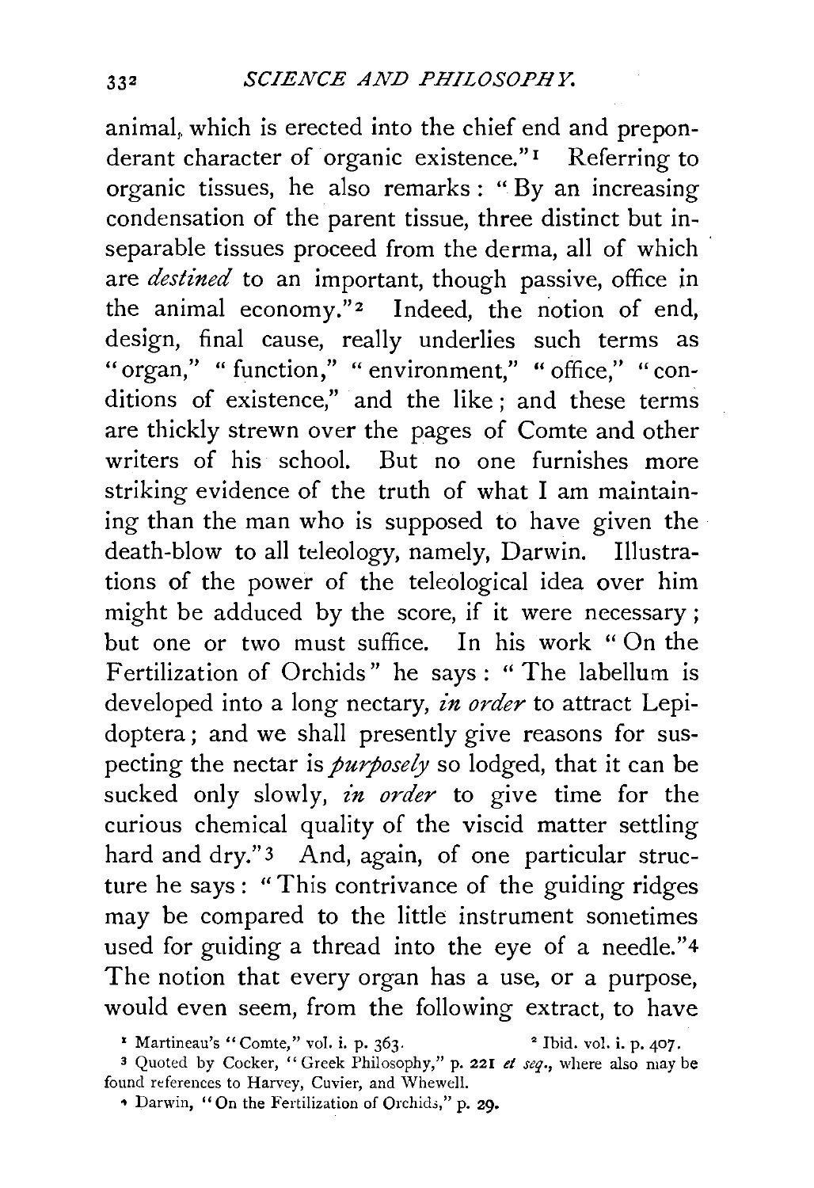animal, which is erected into the chief end and preponderant character of organic existence."[1] Referring to organic tissues, he also remarks: "By an increasing condensation of the parent tissue, three distinct but inseparable tissues proceed from the derma, all of which are *destined* to an important, though passive, office in the animal economy."[2] Indeed, the notion of end, design, final cause, really underlies such terms as "organ," "function," "environment," "office," "conditions of existence," and the like; and these terms are thickly strewn over the pages of Comte and other writers of his school. But no one furnishes more striking evidence of the truth of what I am maintaining than the man who is supposed to have given the death-blow to all teleology, namely, Darwin. Illustrations of the power of the teleological idea over him might be adduced by the score, if it were necessary; but one or two must suffice. In his work "On the Fertilization of Orchids" he says: "The labellum is developed into a long nectary, *in order* to attract Lepidoptera; and we shall presently give reasons for suspecting the nectar is *purposely* so lodged, that it can be sucked only slowly, *in order* to give time for the curious chemical quality of the viscid matter settling hard and dry."[3] And, again, of one particular structure he says: "This contrivance of the guiding ridges may be compared to the little instrument sometimes used for guiding a thread into the eye of a needle."[4] The notion that every organ has a use, or a purpose, would even seem, from the following extract, to have

[1] Martineau's "Comte," vol. i. p. 363.   [2] Ibid. vol. i. p. 407.

[3] Quoted by Cocker, "Greek Philosophy," p. 221 *et seq.*, where also may be found references to Harvey, Cuvier, and Whewell.

[4] Darwin, "On the Fertilization of Orchids," p. 29.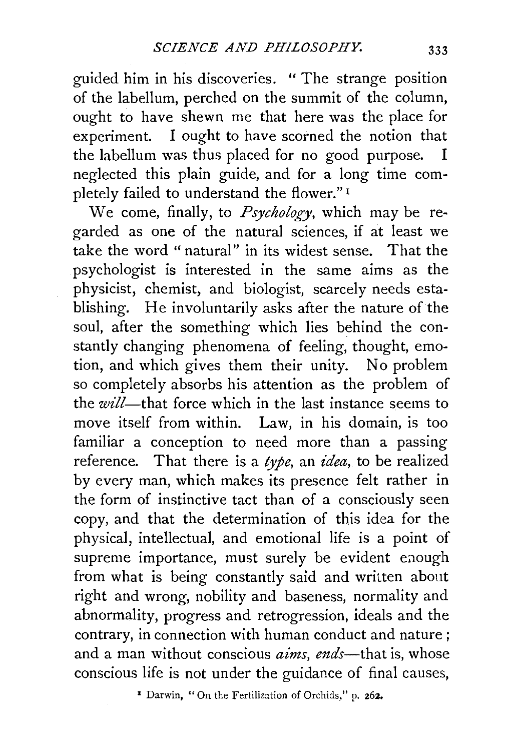guided him in his discoveries. "The strange position of the labellum, perched on the summit of the column, ought to have shewn me that here was the place for experiment. I ought to have scorned the notion that the labellum was thus placed for no good purpose. I neglected this plain guide, and for a long time completely failed to understand the flower."[1]

We come, finally, to *Psychology*, which may be regarded as one of the natural sciences, if at least we take the word "natural" in its widest sense. That the psychologist is interested in the same aims as the physicist, chemist, and biologist, scarcely needs establishing. He involuntarily asks after the nature of the soul, after the something which lies behind the constantly changing phenomena of feeling, thought, emotion, and which gives them their unity. No problem so completely absorbs his attention as the problem of the *will*—that force which in the last instance seems to move itself from within. Law, in his domain, is too familiar a conception to need more than a passing reference. That there is a *type*, an *idea*, to be realized by every man, which makes its presence felt rather in the form of instinctive tact than of a consciously seen copy, and that the determination of this idea for the physical, intellectual, and emotional life is a point of supreme importance, must surely be evident enough from what is being constantly said and written about right and wrong, nobility and baseness, normality and abnormality, progress and retrogression, ideals and the contrary, in connection with human conduct and nature; and a man without conscious *aims*, *ends*—that is, whose conscious life is not under the guidance of final causes,

[1] Darwin, "On the Fertilization of Orchids," p. 262.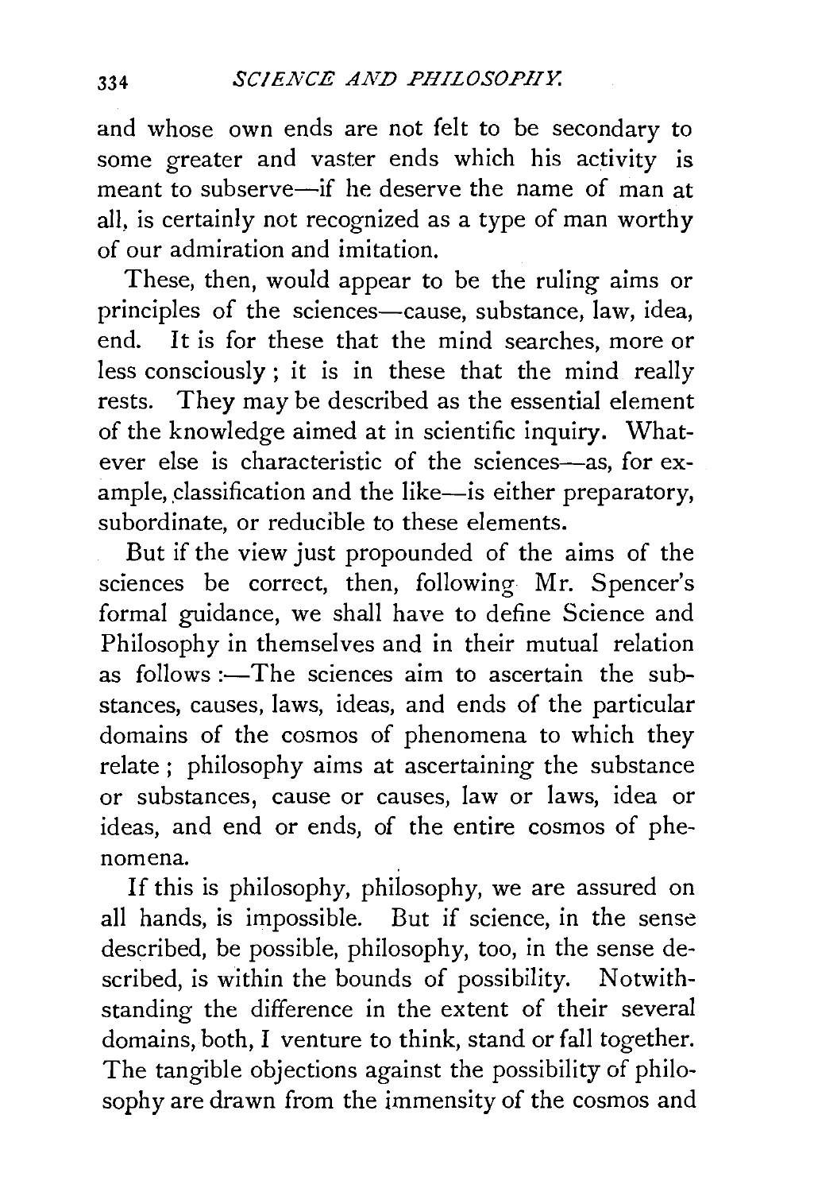and whose own ends are not felt to be secondary to some greater and vaster ends which his activity is meant to subserve—if he deserve the name of man at all, is certainly not recognized as a type of man worthy of our admiration and imitation.

These, then, would appear to be the ruling aims or principles of the sciences—cause, substance, law, idea, end. It is for these that the mind searches, more or less consciously; it is in these that the mind really rests. They may be described as the essential element of the knowledge aimed at in scientific inquiry. Whatever else is characteristic of the sciences—as, for example, classification and the like—is either preparatory, subordinate, or reducible to these elements.

But if the view just propounded of the aims of the sciences be correct, then, following Mr. Spencer's formal guidance, we shall have to define Science and Philosophy in themselves and in their mutual relation as follows:—The sciences aim to ascertain the substances, causes, laws, ideas, and ends of the particular domains of the cosmos of phenomena to which they relate; philosophy aims at ascertaining the substance or substances, cause or causes, law or laws, idea or ideas, and end or ends, of the entire cosmos of phenomena.

If this is philosophy, philosophy, we are assured on all hands, is impossible. But if science, in the sense described, be possible, philosophy, too, in the sense described, is within the bounds of possibility. Notwithstanding the difference in the extent of their several domains, both, I venture to think, stand or fall together. The tangible objections against the possibility of philosophy are drawn from the immensity of the cosmos and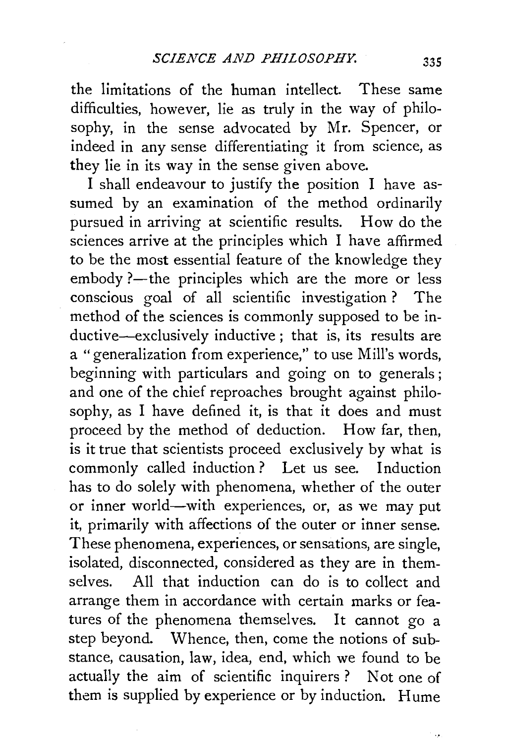the limitations of the human intellect. These same difficulties, however, lie as truly in the way of philosophy, in the sense advocated by Mr. Spencer, or indeed in any sense differentiating it from science, as they lie in its way in the sense given above.

I shall endeavour to justify the position I have assumed by an examination of the method ordinarily pursued in arriving at scientific results. How do the sciences arrive at the principles which I have affirmed to be the most essential feature of the knowledge they embody ?—the principles which are the more or less conscious goal of all scientific investigation ? The method of the sciences is commonly supposed to be inductive—exclusively inductive ; that is, its results are a "generalization from experience," to use Mill's words, beginning with particulars and going on to generals ; and one of the chief reproaches brought against philosophy, as I have defined it, is that it does and must proceed by the method of deduction. How far, then, is it true that scientists proceed exclusively by what is commonly called induction ? Let us see. Induction has to do solely with phenomena, whether of the outer or inner world—with experiences, or, as we may put it, primarily with affections of the outer or inner sense. These phenomena, experiences, or sensations, are single, isolated, disconnected, considered as they are in themselves. All that induction can do is to collect and arrange them in accordance with certain marks or features of the phenomena themselves. It cannot go a step beyond. Whence, then, come the notions of substance, causation, law, idea, end, which we found to be actually the aim of scientific inquirers ? Not one of them is supplied by experience or by induction. Hume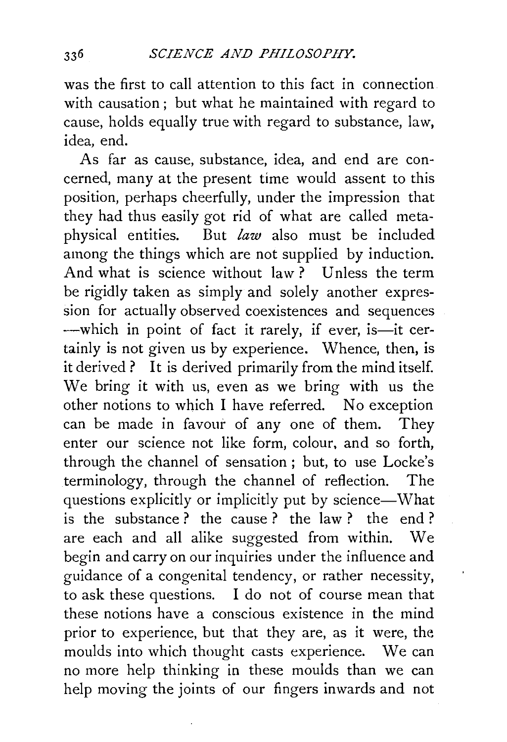was the first to call attention to this fact in connection with causation; but what he maintained with regard to cause, holds equally true with regard to substance, law, idea, end.

As far as cause, substance, idea, and end are concerned, many at the present time would assent to this position, perhaps cheerfully, under the impression that they had thus easily got rid of what are called metaphysical entities. But *law* also must be included among the things which are not supplied by induction. And what is science without law? Unless the term be rigidly taken as simply and solely another expression for actually observed coexistences and sequences —which in point of fact it rarely, if ever, is—it certainly is not given us by experience. Whence, then, is it derived? It is derived primarily from the mind itself. We bring it with us, even as we bring with us the other notions to which I have referred. No exception can be made in favour of any one of them. They enter our science not like form, colour, and so forth, through the channel of sensation; but, to use Locke's terminology, through the channel of reflection. The questions explicitly or implicitly put by science—What is the substance? the cause? the law? the end? are each and all alike suggested from within. We begin and carry on our inquiries under the influence and guidance of a congenital tendency, or rather necessity, to ask these questions. I do not of course mean that these notions have a conscious existence in the mind prior to experience, but that they are, as it were, the moulds into which thought casts experience. We can no more help thinking in these moulds than we can help moving the joints of our fingers inwards and not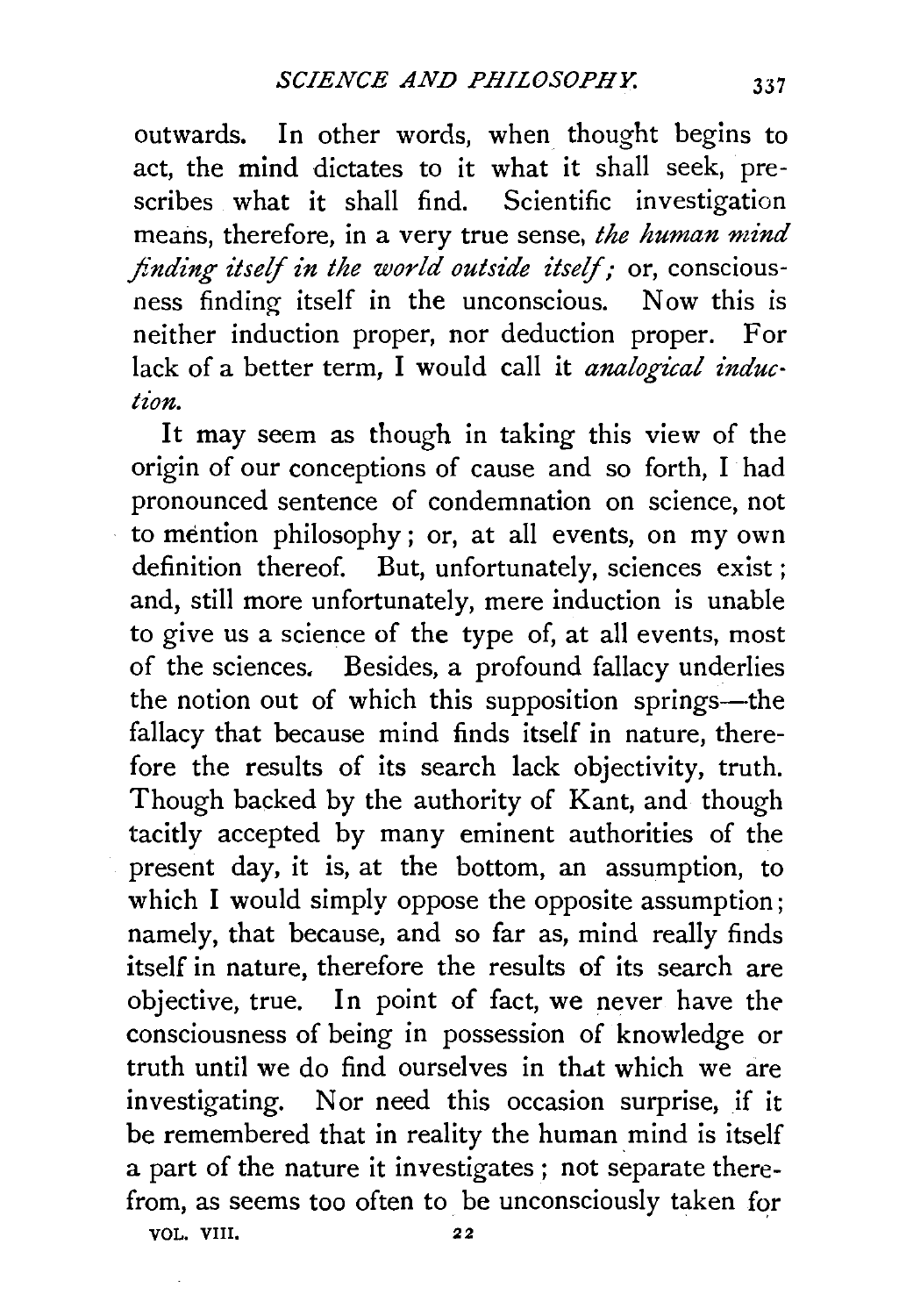outwards. In other words, when thought begins to act, the mind dictates to it what it shall seek, prescribes what it shall find. Scientific investigation means, therefore, in a very true sense, *the human mind finding itself in the world outside itself;* or, consciousness finding itself in the unconscious. Now this is neither induction proper, nor deduction proper. For lack of a better term, I would call it *analogical induction.*

It may seem as though in taking this view of the origin of our conceptions of cause and so forth, I had pronounced sentence of condemnation on science, not to mention philosophy; or, at all events, on my own definition thereof. But, unfortunately, sciences exist; and, still more unfortunately, mere induction is unable to give us a science of the type of, at all events, most of the sciences. Besides, a profound fallacy underlies the notion out of which this supposition springs—the fallacy that because mind finds itself in nature, therefore the results of its search lack objectivity, truth. Though backed by the authority of Kant, and though tacitly accepted by many eminent authorities of the present day, it is, at the bottom, an assumption, to which I would simply oppose the opposite assumption; namely, that because, and so far as, mind really finds itself in nature, therefore the results of its search are objective, true. In point of fact, we never have the consciousness of being in possession of knowledge or truth until we do find ourselves in that which we are investigating. Nor need this occasion surprise, if it be remembered that in reality the human mind is itself a part of the nature it investigates; not separate therefrom, as seems too often to be unconsciously taken for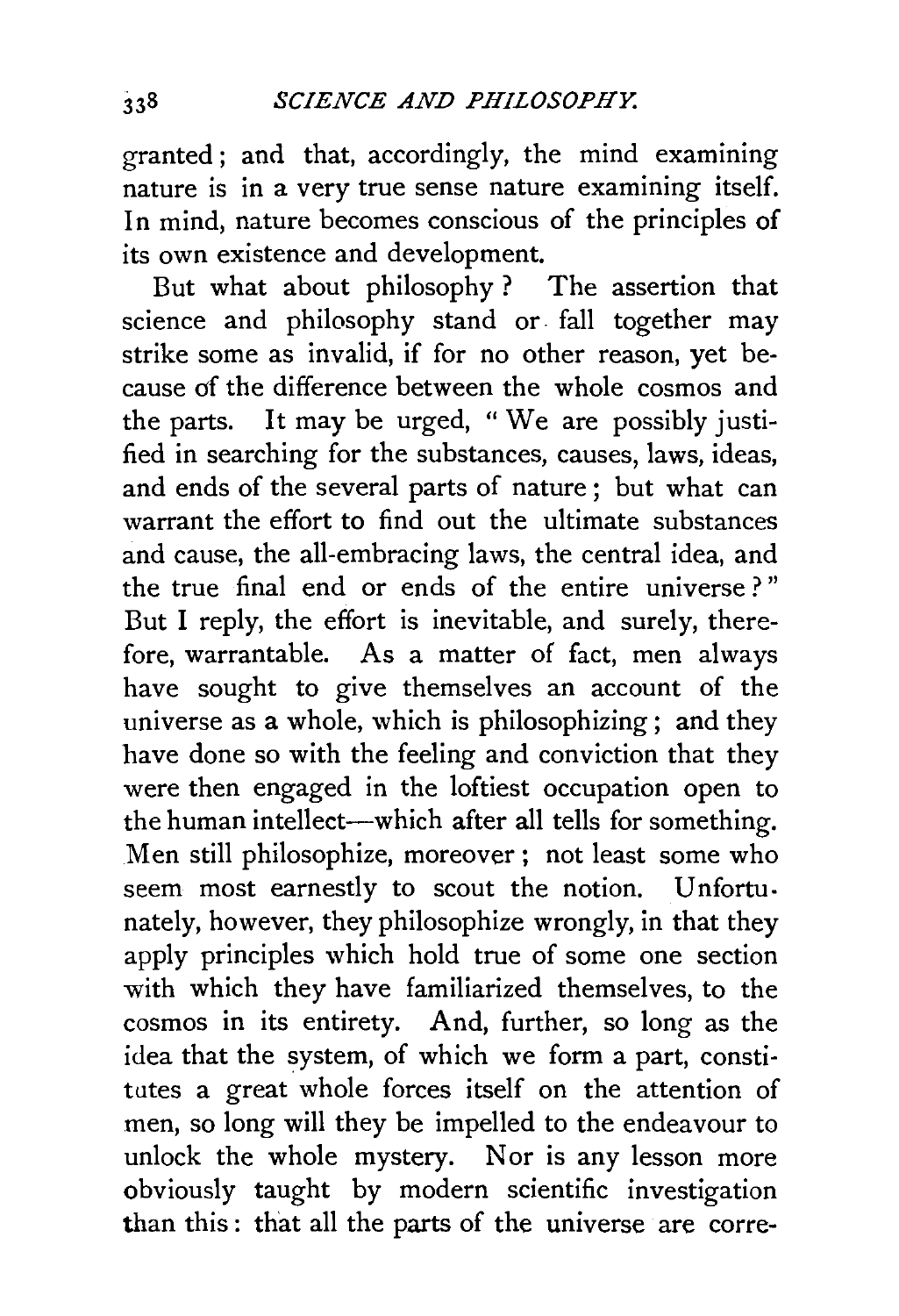granted; and that, accordingly, the mind examining nature is in a very true sense nature examining itself. In mind, nature becomes conscious of the principles of its own existence and development.

But what about philosophy? The assertion that science and philosophy stand or fall together may strike some as invalid, if for no other reason, yet because of the difference between the whole cosmos and the parts. It may be urged, "We are possibly justified in searching for the substances, causes, laws, ideas, and ends of the several parts of nature; but what can warrant the effort to find out the ultimate substances and cause, the all-embracing laws, the central idea, and the true final end or ends of the entire universe?" But I reply, the effort is inevitable, and surely, therefore, warrantable. As a matter of fact, men always have sought to give themselves an account of the universe as a whole, which is philosophizing; and they have done so with the feeling and conviction that they were then engaged in the loftiest occupation open to the human intellect—which after all tells for something. Men still philosophize, moreover; not least some who seem most earnestly to scout the notion. Unfortunately, however, they philosophize wrongly, in that they apply principles which hold true of some one section with which they have familiarized themselves, to the cosmos in its entirety. And, further, so long as the idea that the system, of which we form a part, constitutes a great whole forces itself on the attention of men, so long will they be impelled to the endeavour to unlock the whole mystery. Nor is any lesson more obviously taught by modern scientific investigation than this: that all the parts of the universe are corre-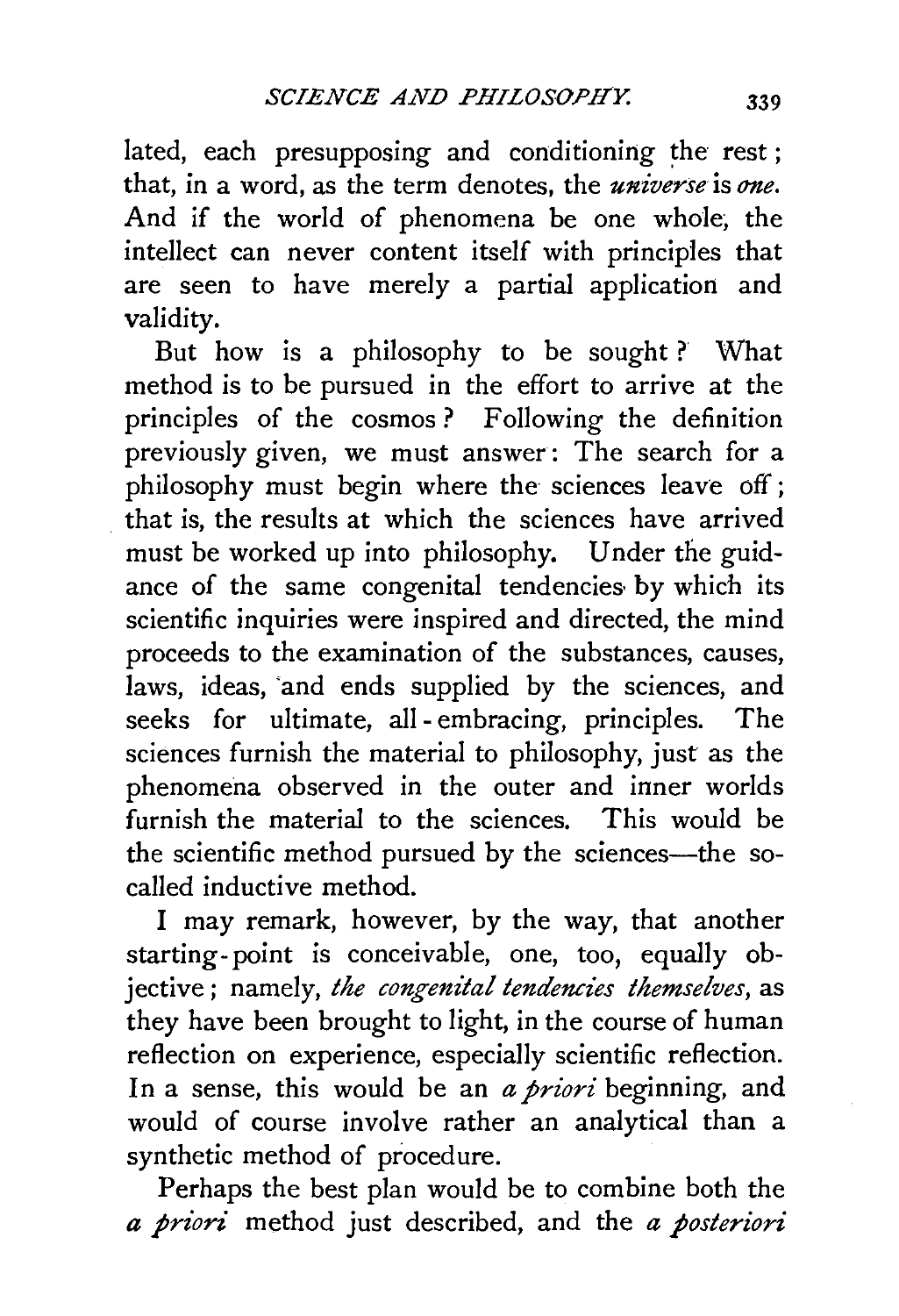lated, each presupposing and conditioning the rest; that, in a word, as the term denotes, the *universe* is *one*. And if the world of phenomena be one whole, the intellect can never content itself with principles that are seen to have merely a partial application and validity.

But how is a philosophy to be sought? What method is to be pursued in the effort to arrive at the principles of the cosmos? Following the definition previously given, we must answer: The search for a philosophy must begin where the sciences leave off; that is, the results at which the sciences have arrived must be worked up into philosophy. Under the guidance of the same congenital tendencies by which its scientific inquiries were inspired and directed, the mind proceeds to the examination of the substances, causes, laws, ideas, and ends supplied by the sciences, and seeks for ultimate, all-embracing, principles. The sciences furnish the material to philosophy, just as the phenomena observed in the outer and inner worlds furnish the material to the sciences. This would be the scientific method pursued by the sciences—the so-called inductive method.

I may remark, however, by the way, that another starting-point is conceivable, one, too, equally objective; namely, *the congenital tendencies themselves*, as they have been brought to light, in the course of human reflection on experience, especially scientific reflection. In a sense, this would be an *a priori* beginning, and would of course involve rather an analytical than a synthetic method of procedure.

Perhaps the best plan would be to combine both the *a priori* method just described, and the *a posteriori*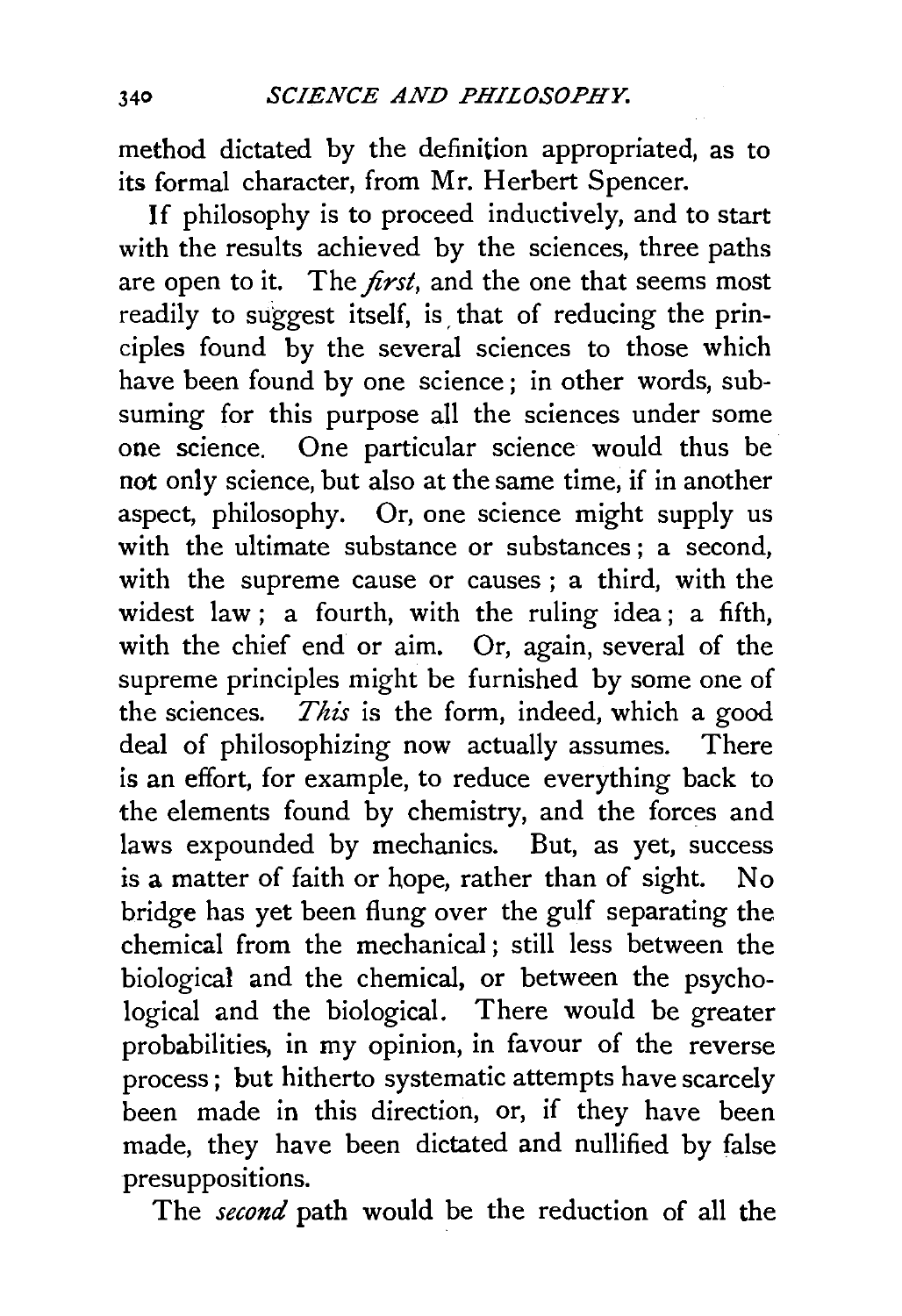method dictated by the definition appropriated, as to its formal character, from Mr. Herbert Spencer.

If philosophy is to proceed inductively, and to start with the results achieved by the sciences, three paths are open to it. The *first*, and the one that seems most readily to suggest itself, is that of reducing the principles found by the several sciences to those which have been found by one science; in other words, subsuming for this purpose all the sciences under some one science. One particular science would thus be not only science, but also at the same time, if in another aspect, philosophy. Or, one science might supply us with the ultimate substance or substances; a second, with the supreme cause or causes; a third, with the widest law; a fourth, with the ruling idea; a fifth, with the chief end or aim. Or, again, several of the supreme principles might be furnished by some one of the sciences. *This* is the form, indeed, which a good deal of philosophizing now actually assumes. There is an effort, for example, to reduce everything back to the elements found by chemistry, and the forces and laws expounded by mechanics. But, as yet, success is a matter of faith or hope, rather than of sight. No bridge has yet been flung over the gulf separating the chemical from the mechanical; still less between the biological and the chemical, or between the psychological and the biological. There would be greater probabilities, in my opinion, in favour of the reverse process; but hitherto systematic attempts have scarcely been made in this direction, or, if they have been made, they have been dictated and nullified by false presuppositions.

The *second* path would be the reduction of all the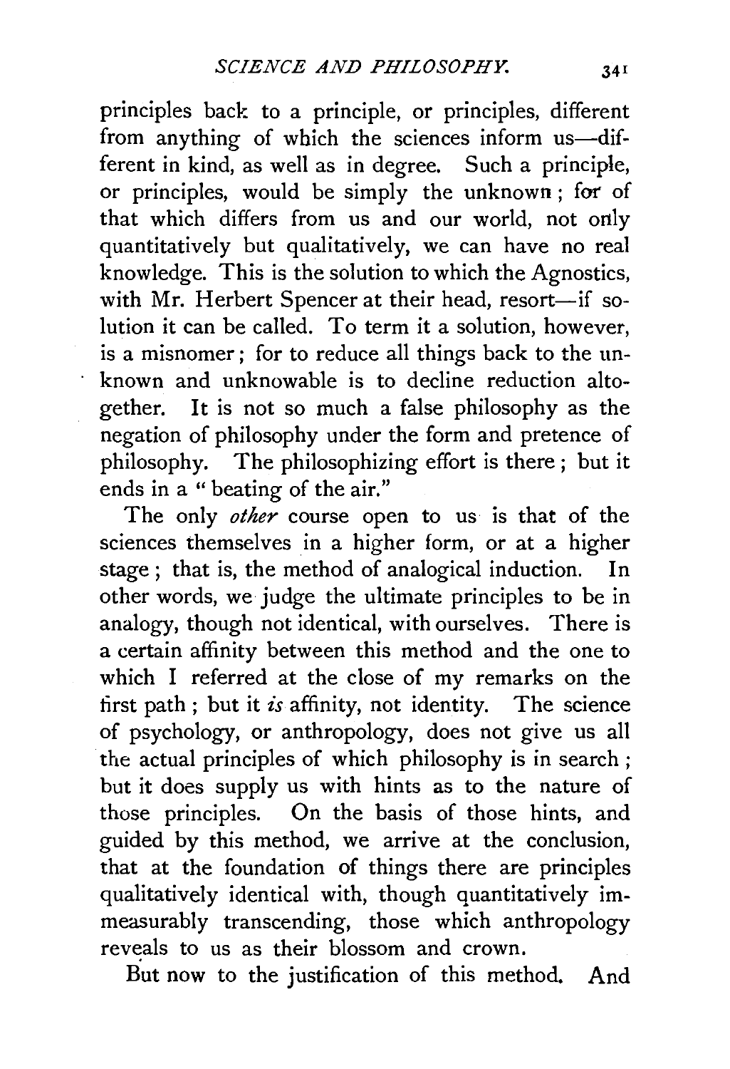principles back to a principle, or principles, different from anything of which the sciences inform us—different in kind, as well as in degree. Such a principle, or principles, would be simply the unknown; for of that which differs from us and our world, not only quantitatively but qualitatively, we can have no real knowledge. This is the solution to which the Agnostics, with Mr. Herbert Spencer at their head, resort—if solution it can be called. To term it a solution, however, is a misnomer; for to reduce all things back to the unknown and unknowable is to decline reduction altogether. It is not so much a false philosophy as the negation of philosophy under the form and pretence of philosophy. The philosophizing effort is there; but it ends in a "beating of the air."

The only *other* course open to us is that of the sciences themselves in a higher form, or at a higher stage; that is, the method of analogical induction. In other words, we judge the ultimate principles to be in analogy, though not identical, with ourselves. There is a certain affinity between this method and the one to which I referred at the close of my remarks on the first path; but it *is* affinity, not identity. The science of psychology, or anthropology, does not give us all the actual principles of which philosophy is in search; but it does supply us with hints as to the nature of those principles. On the basis of those hints, and guided by this method, we arrive at the conclusion, that at the foundation of things there are principles qualitatively identical with, though quantitatively immeasurably transcending, those which anthropology reveals to us as their blossom and crown.

But now to the justification of this method. And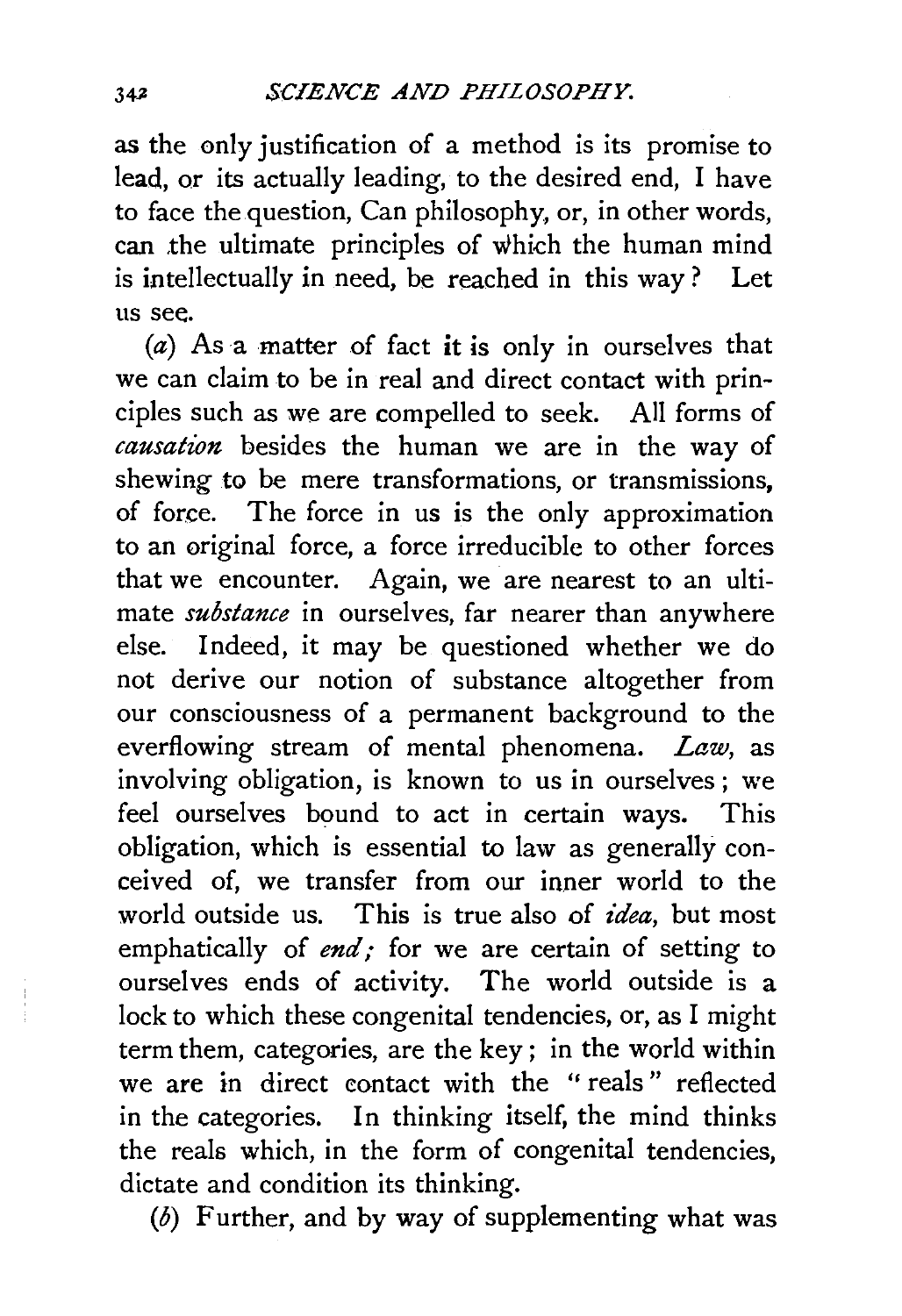as the only justification of a method is its promise to lead, or its actually leading, to the desired end, I have to face the question, Can philosophy, or, in other words, can the ultimate principles of which the human mind is intellectually in need, be reached in this way? Let us see.

(*a*) As a matter of fact it is only in ourselves that we can claim to be in real and direct contact with principles such as we are compelled to seek. All forms of *causation* besides the human we are in the way of shewing to be mere transformations, or transmissions, of force. The force in us is the only approximation to an original force, a force irreducible to other forces that we encounter. Again, we are nearest to an ultimate *substance* in ourselves, far nearer than anywhere else. Indeed, it may be questioned whether we do not derive our notion of substance altogether from our consciousness of a permanent background to the everflowing stream of mental phenomena. *Law*, as involving obligation, is known to us in ourselves; we feel ourselves bound to act in certain ways. This obligation, which is essential to law as generally conceived of, we transfer from our inner world to the world outside us. This is true also of *idea*, but most emphatically of *end;* for we are certain of setting to ourselves ends of activity. The world outside is a lock to which these congenital tendencies, or, as I might term them, categories, are the key; in the world within we are in direct contact with the "reals" reflected in the categories. In thinking itself, the mind thinks the reals which, in the form of congenital tendencies, dictate and condition its thinking.

(*b*) Further, and by way of supplementing what was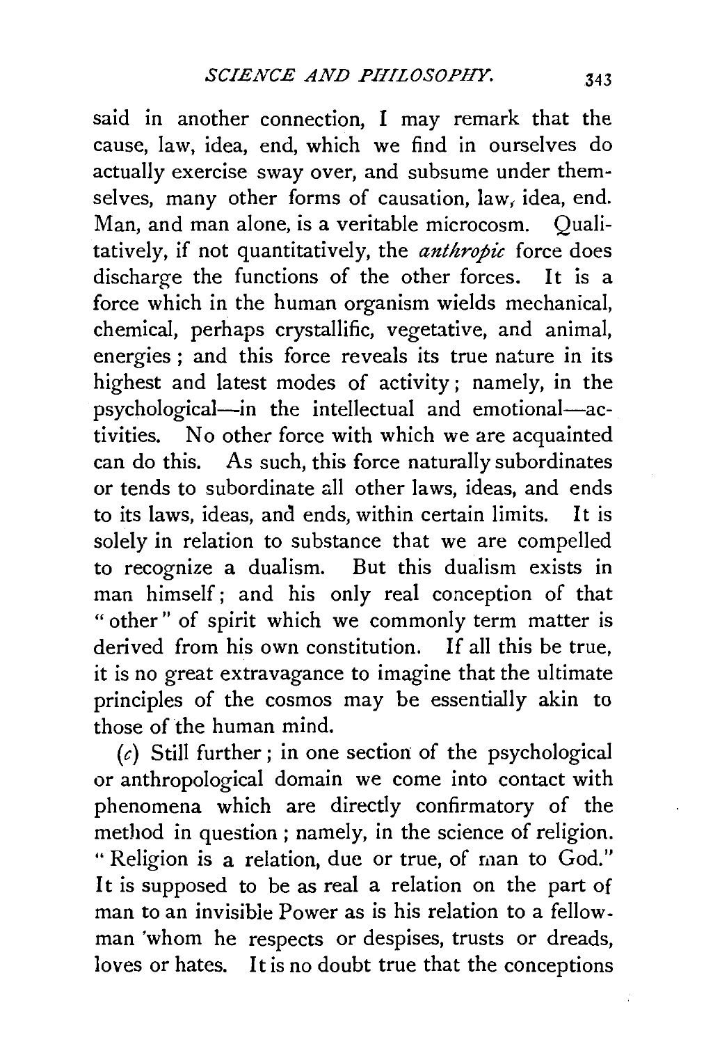said in another connection, I may remark that the cause, law, idea, end, which we find in ourselves do actually exercise sway over, and subsume under themselves, many other forms of causation, law, idea, end. Man, and man alone, is a veritable microcosm. Qualitatively, if not quantitatively, the *anthropic* force does discharge the functions of the other forces. It is a force which in the human organism wields mechanical, chemical, perhaps crystallific, vegetative, and animal, energies; and this force reveals its true nature in its highest and latest modes of activity; namely, in the psychological—in the intellectual and emotional—activities. No other force with which we are acquainted can do this. As such, this force naturally subordinates or tends to subordinate all other laws, ideas, and ends to its laws, ideas, and ends, within certain limits. It is solely in relation to substance that we are compelled to recognize a dualism. But this dualism exists in man himself; and his only real conception of that "other" of spirit which we commonly term matter is derived from his own constitution. If all this be true, it is no great extravagance to imagine that the ultimate principles of the cosmos may be essentially akin to those of the human mind.

(*c*) Still further; in one section of the psychological or anthropological domain we come into contact with phenomena which are directly confirmatory of the method in question; namely, in the science of religion. "Religion is a relation, due or true, of man to God." It is supposed to be as real a relation on the part of man to an invisible Power as is his relation to a fellow-man whom he respects or despises, trusts or dreads, loves or hates. It is no doubt true that the conceptions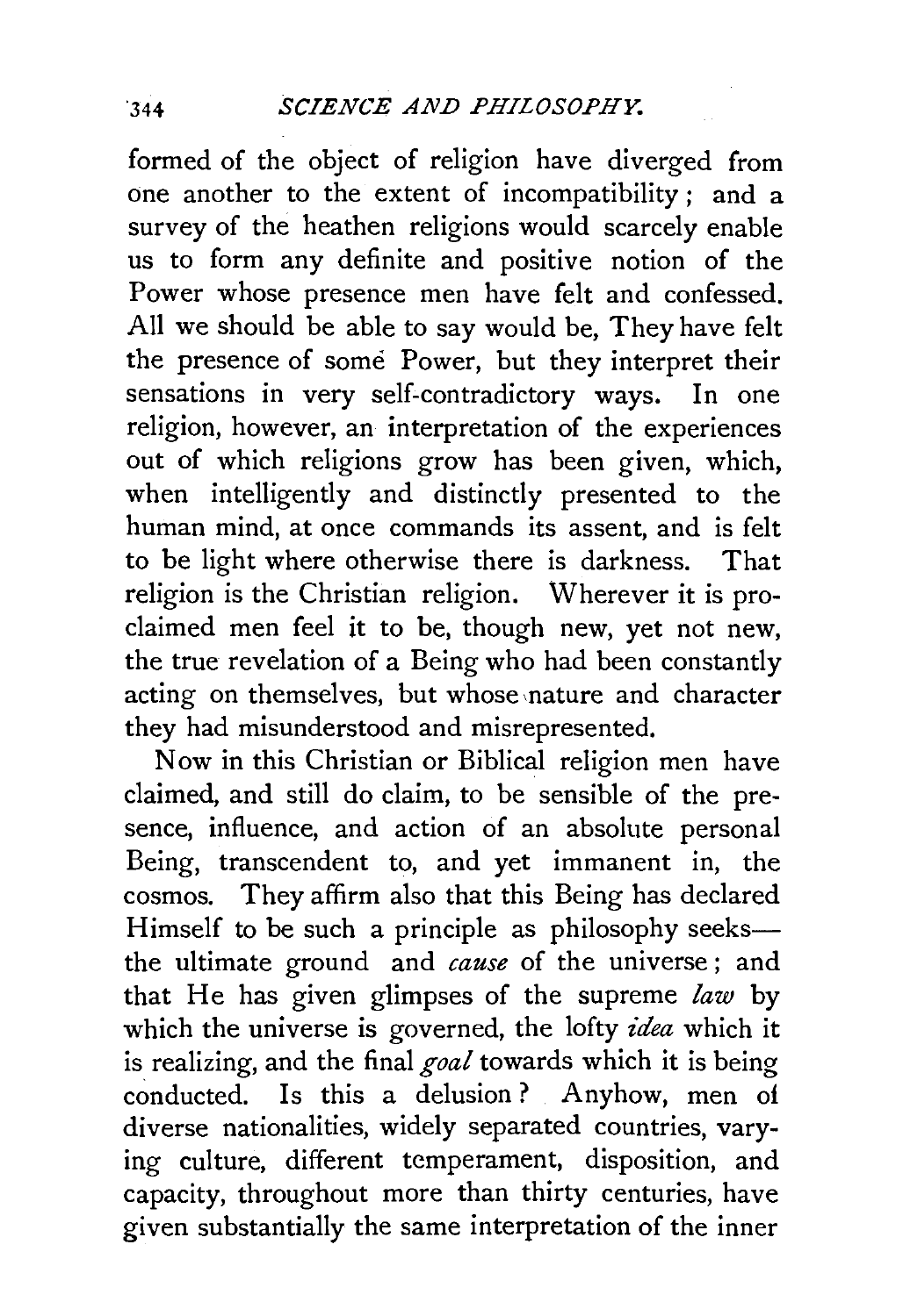formed of the object of religion have diverged from one another to the extent of incompatibility; and a survey of the heathen religions would scarcely enable us to form any definite and positive notion of the Power whose presence men have felt and confessed. All we should be able to say would be, They have felt the presence of some Power, but they interpret their sensations in very self-contradictory ways. In one religion, however, an interpretation of the experiences out of which religions grow has been given, which, when intelligently and distinctly presented to the human mind, at once commands its assent, and is felt to be light where otherwise there is darkness. That religion is the Christian religion. Wherever it is proclaimed men feel it to be, though new, yet not new, the true revelation of a Being who had been constantly acting on themselves, but whose nature and character they had misunderstood and misrepresented.

Now in this Christian or Biblical religion men have claimed, and still do claim, to be sensible of the presence, influence, and action of an absolute personal Being, transcendent to, and yet immanent in, the cosmos. They affirm also that this Being has declared Himself to be such a principle as philosophy seeks—the ultimate ground and *cause* of the universe; and that He has given glimpses of the supreme *law* by which the universe is governed, the lofty *idea* which it is realizing, and the final *goal* towards which it is being conducted. Is this a delusion? Anyhow, men of diverse nationalities, widely separated countries, varying culture, different temperament, disposition, and capacity, throughout more than thirty centuries, have given substantially the same interpretation of the inner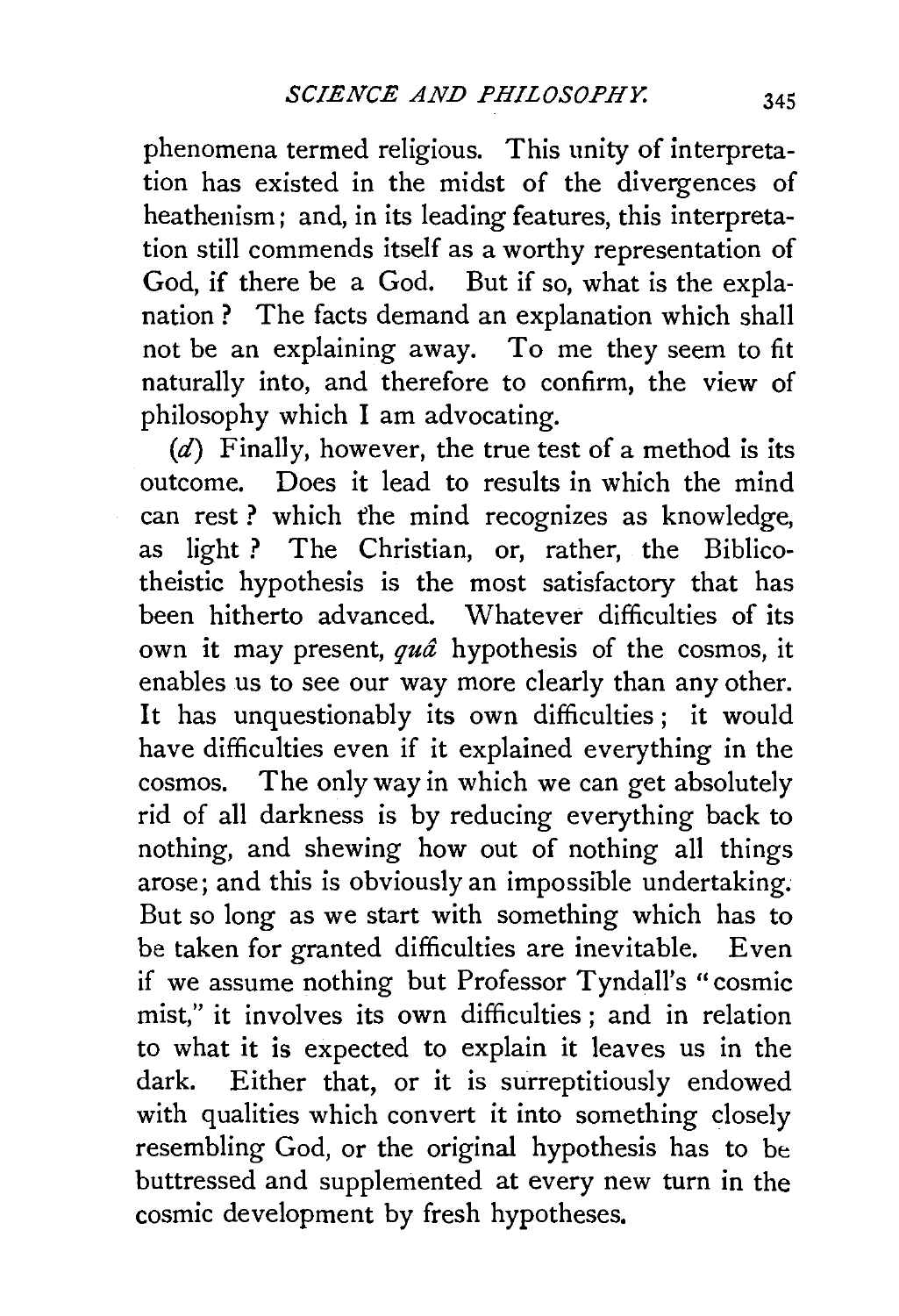phenomena termed religious. This unity of interpretation has existed in the midst of the divergences of heathenism; and, in its leading features, this interpretation still commends itself as a worthy representation of God, if there be a God. But if so, what is the explanation? The facts demand an explanation which shall not be an explaining away. To me they seem to fit naturally into, and therefore to confirm, the view of philosophy which I am advocating.

(*d*) Finally, however, the true test of a method is its outcome. Does it lead to results in which the mind can rest? which the mind recognizes as knowledge, as light? The Christian, or, rather, the Biblico-theistic hypothesis is the most satisfactory that has been hitherto advanced. Whatever difficulties of its own it may present, *quâ* hypothesis of the cosmos, it enables us to see our way more clearly than any other. It has unquestionably its own difficulties; it would have difficulties even if it explained everything in the cosmos. The only way in which we can get absolutely rid of all darkness is by reducing everything back to nothing, and shewing how out of nothing all things arose; and this is obviously an impossible undertaking. But so long as we start with something which has to be taken for granted difficulties are inevitable. Even if we assume nothing but Professor Tyndall's "cosmic mist," it involves its own difficulties; and in relation to what it is expected to explain it leaves us in the dark. Either that, or it is surreptitiously endowed with qualities which convert it into something closely resembling God, or the original hypothesis has to be buttressed and supplemented at every new turn in the cosmic development by fresh hypotheses.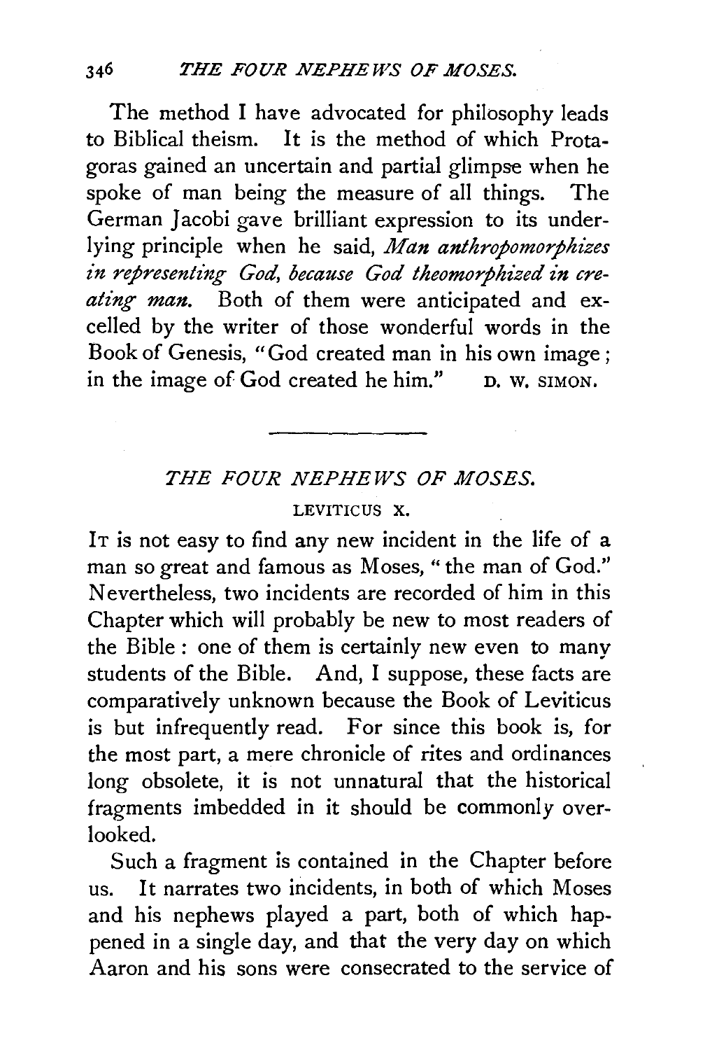The method I have advocated for philosophy leads to Biblical theism. It is the method of which Protagoras gained an uncertain and partial glimpse when he spoke of man being the measure of all things. The German Jacobi gave brilliant expression to its underlying principle when he said, *Man anthropomorphizes in representing God, because God theomorphized in creating man.* Both of them were anticipated and excelled by the writer of those wonderful words in the Book of Genesis, "God created man in his own image; in the image of God created he him." D. W. SIMON.

---

## *THE FOUR NEPHEWS OF MOSES.*

LEVITICUS X.

IT is not easy to find any new incident in the life of a man so great and famous as Moses, "the man of God." Nevertheless, two incidents are recorded of him in this Chapter which will probably be new to most readers of the Bible: one of them is certainly new even to many students of the Bible. And, I suppose, these facts are comparatively unknown because the Book of Leviticus is but infrequently read. For since this book is, for the most part, a mere chronicle of rites and ordinances long obsolete, it is not unnatural that the historical fragments imbedded in it should be commonly overlooked.

Such a fragment is contained in the Chapter before us. It narrates two incidents, in both of which Moses and his nephews played a part, both of which happened in a single day, and that the very day on which Aaron and his sons were consecrated to the service of